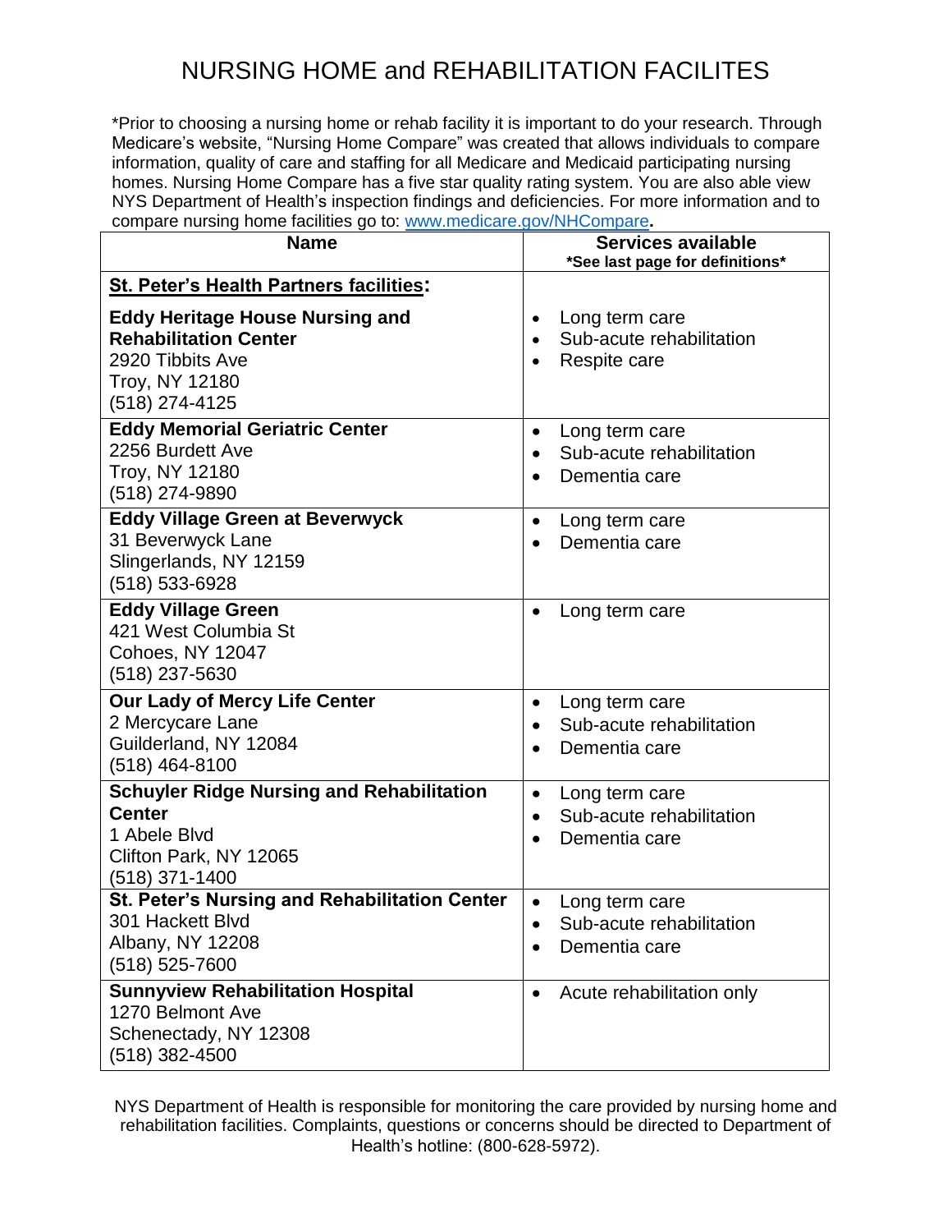# NURSING HOME and REHABILITATION FACILITES

*Prior to choosing a nursing home or rehab facility it is important to do your research. Through Medicare's website, "Nursing Home Compare" was created that allows individuals to compare information, quality of care and staffing for all Medicare and Medicaid participating nursing homes. Nursing Home Compare has a five star quality rating system. You are also able view NYS Department of Health's inspection findings and deficiencies. For more information and to compare nursing home facilities go to: www.medicare.gov/NHCompare.

| Name | Services available<br>***See last page for definitions*** |
|---|---|
| **St. Peter's Health Partners facilities:** | |
| **Eddy Heritage House Nursing and Rehabilitation Center**<br>2920 Tibbits Ave<br>Troy, NY 12180<br>(518) 274-4125 | • Long term care<br>• Sub-acute rehabilitation<br>• Respite care |
| **Eddy Memorial Geriatric Center**<br>2256 Burdett Ave<br>Troy, NY 12180<br>(518) 274-9890 | • Long term care<br>• Sub-acute rehabilitation<br>• Dementia care |
| **Eddy Village Green at Beverwyck**<br>31 Beverwyck Lane<br>Slingerlands, NY 12159<br>(518) 533-6928 | • Long term care<br>• Dementia care |
| **Eddy Village Green**<br>421 West Columbia St<br>Cohoes, NY 12047<br>(518) 237-5630 | • Long term care |
| **Our Lady of Mercy Life Center**<br>2 Mercycare Lane<br>Guilderland, NY 12084<br>(518) 464-8100 | • Long term care<br>• Sub-acute rehabilitation<br>• Dementia care |
| **Schuyler Ridge Nursing and Rehabilitation Center**<br>1 Abele Blvd<br>Clifton Park, NY 12065<br>(518) 371-1400 | • Long term care<br>• Sub-acute rehabilitation<br>• Dementia care |
| **St. Peter's Nursing and Rehabilitation Center**<br>301 Hackett Blvd<br>Albany, NY 12208<br>(518) 525-7600 | • Long term care<br>• Sub-acute rehabilitation<br>• Dementia care |
| **Sunnyview Rehabilitation Hospital**<br>1270 Belmont Ave<br>Schenectady, NY 12308<br>(518) 382-4500 | • Acute rehabilitation only |

NYS Department of Health is responsible for monitoring the care provided by nursing home and rehabilitation facilities. Complaints, questions or concerns should be directed to Department of Health's hotline: (800-628-5972).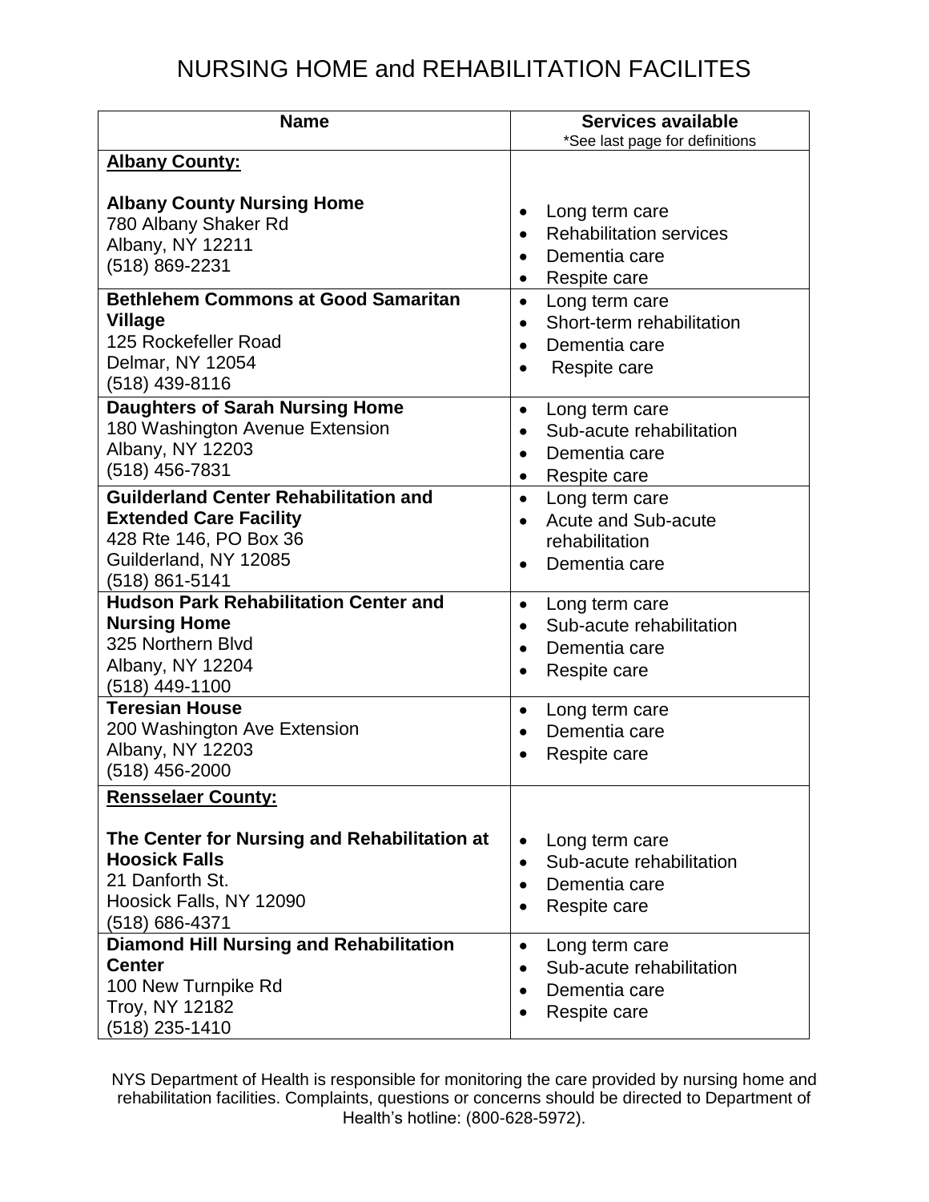# NURSING HOME and REHABILITATION FACILITES

| Name | Services available<br>*See last page for definitions |
|---|---|
| **Albany County:**<br><br>**Albany County Nursing Home**<br>780 Albany Shaker Rd<br>Albany, NY 12211<br>(518) 869-2231 | • Long term care<br>• Rehabilitation services<br>• Dementia care<br>• Respite care |
| **Bethlehem Commons at Good Samaritan Village**<br>125 Rockefeller Road<br>Delmar, NY 12054<br>(518) 439-8116 | • Long term care<br>• Short-term rehabilitation<br>• Dementia care<br>• Respite care |
| **Daughters of Sarah Nursing Home**<br>180 Washington Avenue Extension<br>Albany, NY 12203<br>(518) 456-7831 | • Long term care<br>• Sub-acute rehabilitation<br>• Dementia care<br>• Respite care |
| **Guilderland Center Rehabilitation and Extended Care Facility**<br>428 Rte 146, PO Box 36<br>Guilderland, NY 12085<br>(518) 861-5141 | • Long term care<br>• Acute and Sub-acute rehabilitation<br>• Dementia care |
| **Hudson Park Rehabilitation Center and Nursing Home**<br>325 Northern Blvd<br>Albany, NY 12204<br>(518) 449-1100 | • Long term care<br>• Sub-acute rehabilitation<br>• Dementia care<br>• Respite care |
| **Teresian House**<br>200 Washington Ave Extension<br>Albany, NY 12203<br>(518) 456-2000 | • Long term care<br>• Dementia care<br>• Respite care |
| **Rensselaer County:**<br><br>**The Center for Nursing and Rehabilitation at Hoosick Falls**<br>21 Danforth St.<br>Hoosick Falls, NY 12090<br>(518) 686-4371 | • Long term care<br>• Sub-acute rehabilitation<br>• Dementia care<br>• Respite care |
| **Diamond Hill Nursing and Rehabilitation Center**<br>100 New Turnpike Rd<br>Troy, NY 12182<br>(518) 235-1410 | • Long term care<br>• Sub-acute rehabilitation<br>• Dementia care<br>• Respite care |

NYS Department of Health is responsible for monitoring the care provided by nursing home and rehabilitation facilities. Complaints, questions or concerns should be directed to Department of Health's hotline: (800-628-5972).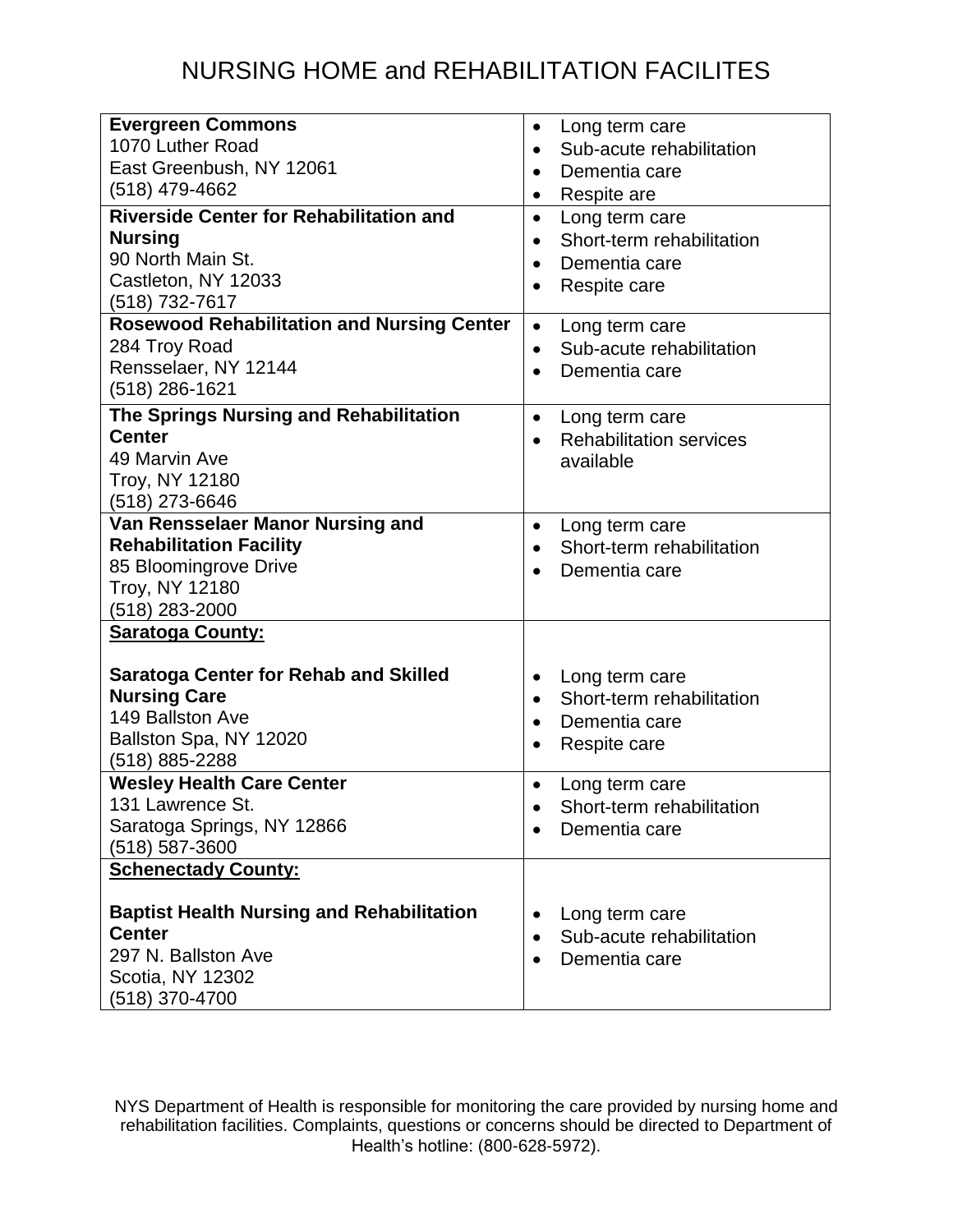# NURSING HOME and REHABILITATION FACILITES

| Facility | Services |
|---|---|
| **Evergreen Commons**<br>1070 Luther Road<br>East Greenbush, NY 12061<br>(518) 479-4662 | • Long term care<br>• Sub-acute rehabilitation<br>• Dementia care<br>• Respite are |
| **Riverside Center for Rehabilitation and Nursing**<br>90 North Main St.<br>Castleton, NY 12033<br>(518) 732-7617 | • Long term care<br>• Short-term rehabilitation<br>• Dementia care<br>• Respite care |
| **Rosewood Rehabilitation and Nursing Center**<br>284 Troy Road<br>Rensselaer, NY 12144<br>(518) 286-1621 | • Long term care<br>• Sub-acute rehabilitation<br>• Dementia care |
| **The Springs Nursing and Rehabilitation Center**<br>49 Marvin Ave<br>Troy, NY 12180<br>(518) 273-6646 | • Long term care<br>• Rehabilitation services available |
| **Van Rensselaer Manor Nursing and Rehabilitation Facility**<br>85 Bloomingrove Drive<br>Troy, NY 12180<br>(518) 283-2000 | • Long term care<br>• Short-term rehabilitation<br>• Dementia care |
| **Saratoga County:**<br><br>**Saratoga Center for Rehab and Skilled Nursing Care**<br>149 Ballston Ave<br>Ballston Spa, NY 12020<br>(518) 885-2288 | • Long term care<br>• Short-term rehabilitation<br>• Dementia care<br>• Respite care |
| **Wesley Health Care Center**<br>131 Lawrence St.<br>Saratoga Springs, NY 12866<br>(518) 587-3600 | • Long term care<br>• Short-term rehabilitation<br>• Dementia care |
| **Schenectady County:**<br><br>**Baptist Health Nursing and Rehabilitation Center**<br>297 N. Ballston Ave<br>Scotia, NY 12302<br>(518) 370-4700 | • Long term care<br>• Sub-acute rehabilitation<br>• Dementia care |

NYS Department of Health is responsible for monitoring the care provided by nursing home and rehabilitation facilities. Complaints, questions or concerns should be directed to Department of Health's hotline: (800-628-5972).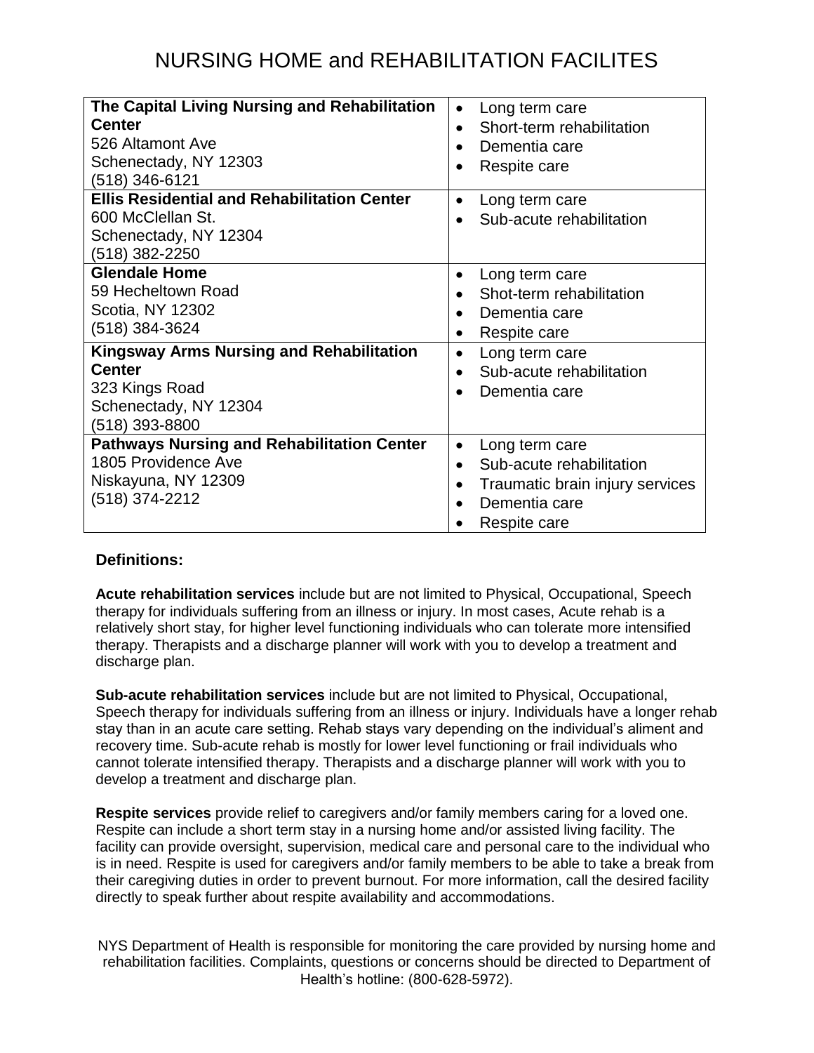# NURSING HOME and REHABILITATION FACILITES

| | |
|---|---|
| **The Capital Living Nursing and Rehabilitation Center**<br>526 Altamont Ave<br>Schenectady, NY 12303<br>(518) 346-6121 | • Long term care<br>• Short-term rehabilitation<br>• Dementia care<br>• Respite care |
| **Ellis Residential and Rehabilitation Center**<br>600 McClellan St.<br>Schenectady, NY 12304<br>(518) 382-2250 | • Long term care<br>• Sub-acute rehabilitation |
| **Glendale Home**<br>59 Hecheltown Road<br>Scotia, NY 12302<br>(518) 384-3624 | • Long term care<br>• Shot-term rehabilitation<br>• Dementia care<br>• Respite care |
| **Kingsway Arms Nursing and Rehabilitation Center**<br>323 Kings Road<br>Schenectady, NY 12304<br>(518) 393-8800 | • Long term care<br>• Sub-acute rehabilitation<br>• Dementia care |
| **Pathways Nursing and Rehabilitation Center**<br>1805 Providence Ave<br>Niskayuna, NY 12309<br>(518) 374-2212 | • Long term care<br>• Sub-acute rehabilitation<br>• Traumatic brain injury services<br>• Dementia care<br>• Respite care |

**Definitions:**

**Acute rehabilitation services** include but are not limited to Physical, Occupational, Speech therapy for individuals suffering from an illness or injury. In most cases, Acute rehab is a relatively short stay, for higher level functioning individuals who can tolerate more intensified therapy. Therapists and a discharge planner will work with you to develop a treatment and discharge plan.

**Sub-acute rehabilitation services** include but are not limited to Physical, Occupational, Speech therapy for individuals suffering from an illness or injury. Individuals have a longer rehab stay than in an acute care setting. Rehab stays vary depending on the individual's aliment and recovery time. Sub-acute rehab is mostly for lower level functioning or frail individuals who cannot tolerate intensified therapy. Therapists and a discharge planner will work with you to develop a treatment and discharge plan.

**Respite services** provide relief to caregivers and/or family members caring for a loved one. Respite can include a short term stay in a nursing home and/or assisted living facility. The facility can provide oversight, supervision, medical care and personal care to the individual who is in need. Respite is used for caregivers and/or family members to be able to take a break from their caregiving duties in order to prevent burnout. For more information, call the desired facility directly to speak further about respite availability and accommodations.

NYS Department of Health is responsible for monitoring the care provided by nursing home and rehabilitation facilities. Complaints, questions or concerns should be directed to Department of Health's hotline: (800-628-5972).